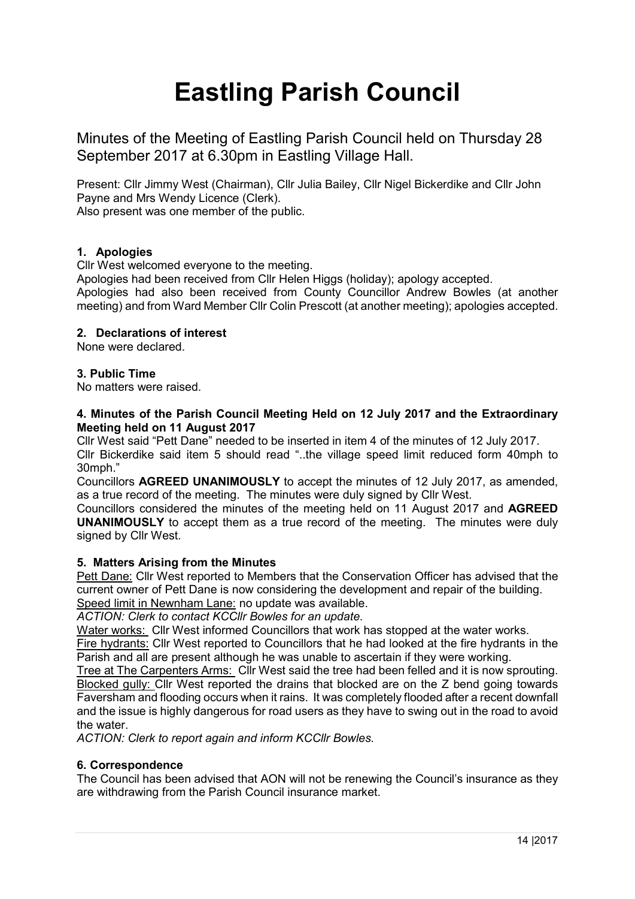# Eastling Parish Council

Minutes of the Meeting of Eastling Parish Council held on Thursday 28 September 2017 at 6.30pm in Eastling Village Hall.

Present: Cllr Jimmy West (Chairman), Cllr Julia Bailey, Cllr Nigel Bickerdike and Cllr John Payne and Mrs Wendy Licence (Clerk).
Also present was one member of the public.

### 1. Apologies

Cllr West welcomed everyone to the meeting.
Apologies had been received from Cllr Helen Higgs (holiday); apology accepted.
Apologies had also been received from County Councillor Andrew Bowles (at another meeting) and from Ward Member Cllr Colin Prescott (at another meeting); apologies accepted.

### 2. Declarations of interest

None were declared.

### 3. Public Time

No matters were raised.

### 4. Minutes of the Parish Council Meeting Held on 12 July 2017 and the Extraordinary Meeting held on 11 August 2017

Cllr West said "Pett Dane" needed to be inserted in item 4 of the minutes of 12 July 2017.
Cllr Bickerdike said item 5 should read "..the village speed limit reduced form 40mph to 30mph."
Councillors **AGREED UNANIMOUSLY** to accept the minutes of 12 July 2017, as amended, as a true record of the meeting. The minutes were duly signed by Cllr West.
Councillors considered the minutes of the meeting held on 11 August 2017 and **AGREED UNANIMOUSLY** to accept them as a true record of the meeting. The minutes were duly signed by Cllr West.

### 5. Matters Arising from the Minutes

Pett Dane: Cllr West reported to Members that the Conservation Officer has advised that the current owner of Pett Dane is now considering the development and repair of the building.
Speed limit in Newnham Lane: no update was available.
*ACTION: Clerk to contact KCCllr Bowles for an update.*
Water works: Cllr West informed Councillors that work has stopped at the water works.
Fire hydrants: Cllr West reported to Councillors that he had looked at the fire hydrants in the Parish and all are present although he was unable to ascertain if they were working.
Tree at The Carpenters Arms: Cllr West said the tree had been felled and it is now sprouting.
Blocked gully: Cllr West reported the drains that blocked are on the Z bend going towards Faversham and flooding occurs when it rains. It was completely flooded after a recent downfall and the issue is highly dangerous for road users as they have to swing out in the road to avoid the water.
*ACTION: Clerk to report again and inform KCCllr Bowles.*

### 6. Correspondence

The Council has been advised that AON will not be renewing the Council's insurance as they are withdrawing from the Parish Council insurance market.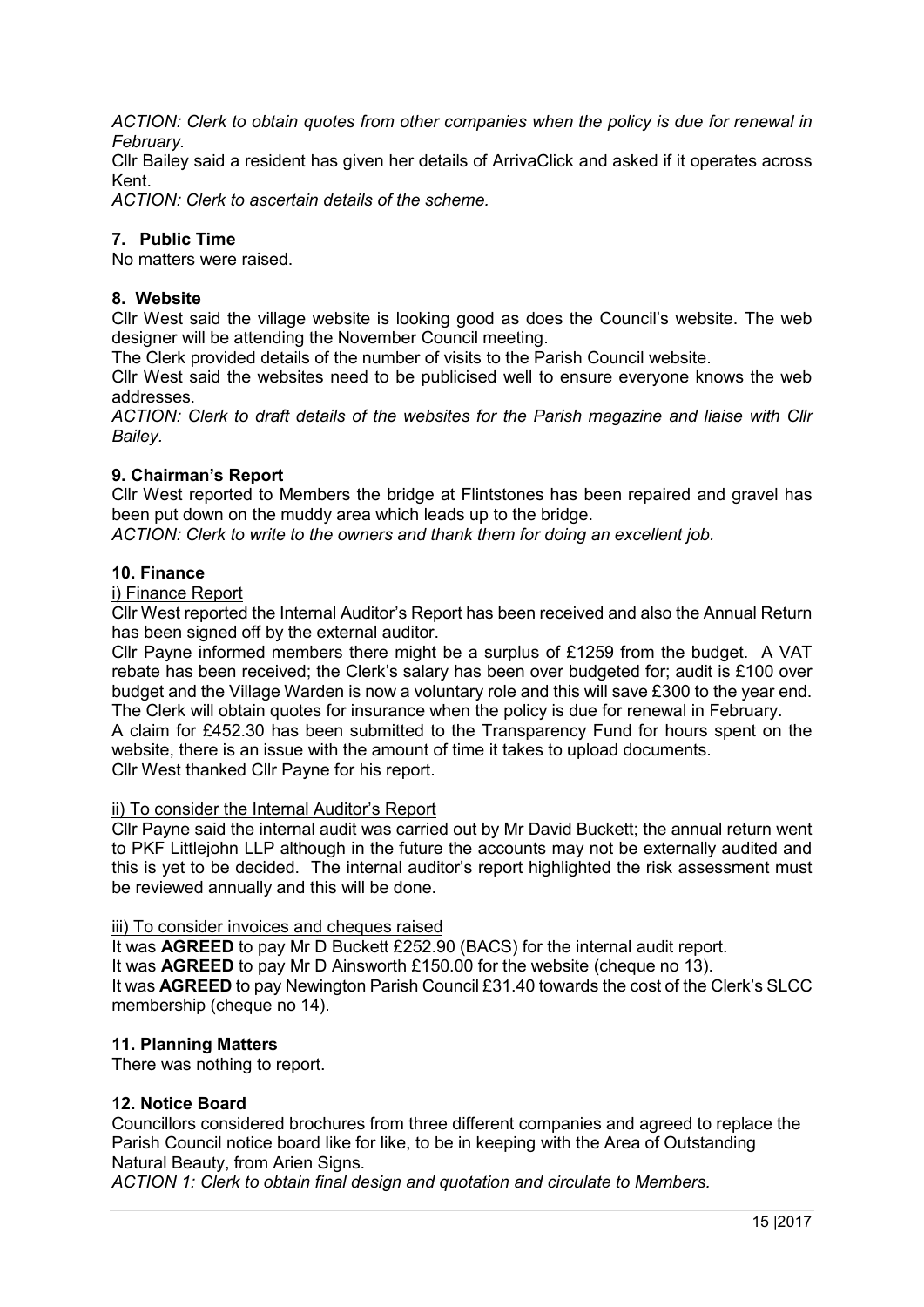*ACTION: Clerk to obtain quotes from other companies when the policy is due for renewal in February.*

Cllr Bailey said a resident has given her details of ArrivaClick and asked if it operates across Kent.

*ACTION: Clerk to ascertain details of the scheme.*

## 7. Public Time

No matters were raised.

## 8. Website

Cllr West said the village website is looking good as does the Council's website. The web designer will be attending the November Council meeting.

The Clerk provided details of the number of visits to the Parish Council website.

Cllr West said the websites need to be publicised well to ensure everyone knows the web addresses.

*ACTION: Clerk to draft details of the websites for the Parish magazine and liaise with Cllr Bailey.*

## 9. Chairman's Report

Cllr West reported to Members the bridge at Flintstones has been repaired and gravel has been put down on the muddy area which leads up to the bridge.

*ACTION: Clerk to write to the owners and thank them for doing an excellent job.*

## 10. Finance

i) Finance Report

Cllr West reported the Internal Auditor's Report has been received and also the Annual Return has been signed off by the external auditor.

Cllr Payne informed members there might be a surplus of £1259 from the budget. A VAT rebate has been received; the Clerk's salary has been over budgeted for; audit is £100 over budget and the Village Warden is now a voluntary role and this will save £300 to the year end. The Clerk will obtain quotes for insurance when the policy is due for renewal in February.

A claim for £452.30 has been submitted to the Transparency Fund for hours spent on the website, there is an issue with the amount of time it takes to upload documents.

Cllr West thanked Cllr Payne for his report.

ii) To consider the Internal Auditor's Report

Cllr Payne said the internal audit was carried out by Mr David Buckett; the annual return went to PKF Littlejohn LLP although in the future the accounts may not be externally audited and this is yet to be decided. The internal auditor's report highlighted the risk assessment must be reviewed annually and this will be done.

iii) To consider invoices and cheques raised

It was **AGREED** to pay Mr D Buckett £252.90 (BACS) for the internal audit report.

It was **AGREED** to pay Mr D Ainsworth £150.00 for the website (cheque no 13).

It was **AGREED** to pay Newington Parish Council £31.40 towards the cost of the Clerk's SLCC membership (cheque no 14).

## 11. Planning Matters

There was nothing to report.

## 12. Notice Board

Councillors considered brochures from three different companies and agreed to replace the Parish Council notice board like for like, to be in keeping with the Area of Outstanding Natural Beauty, from Arien Signs.

*ACTION 1: Clerk to obtain final design and quotation and circulate to Members.*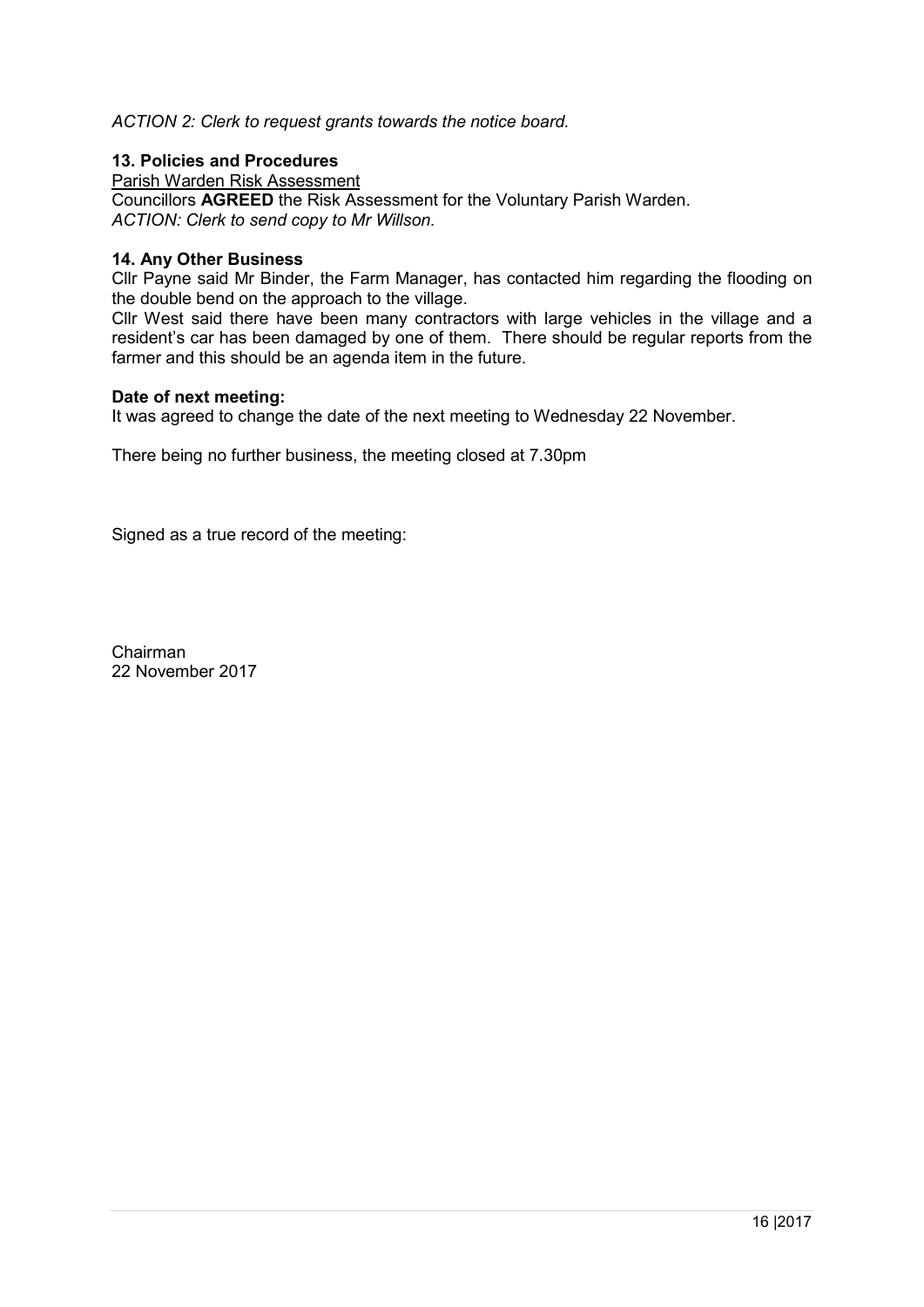*ACTION 2: Clerk to request grants towards the notice board.*

**13. Policies and Procedures**

Parish Warden Risk Assessment

Councillors **AGREED** the Risk Assessment for the Voluntary Parish Warden.

*ACTION: Clerk to send copy to Mr Willson.*

**14. Any Other Business**

Cllr Payne said Mr Binder, the Farm Manager, has contacted him regarding the flooding on the double bend on the approach to the village.

Cllr West said there have been many contractors with large vehicles in the village and a resident's car has been damaged by one of them. There should be regular reports from the farmer and this should be an agenda item in the future.

**Date of next meeting:**

It was agreed to change the date of the next meeting to Wednesday 22 November.

There being no further business, the meeting closed at 7.30pm

Signed as a true record of the meeting:

Chairman
22 November 2017